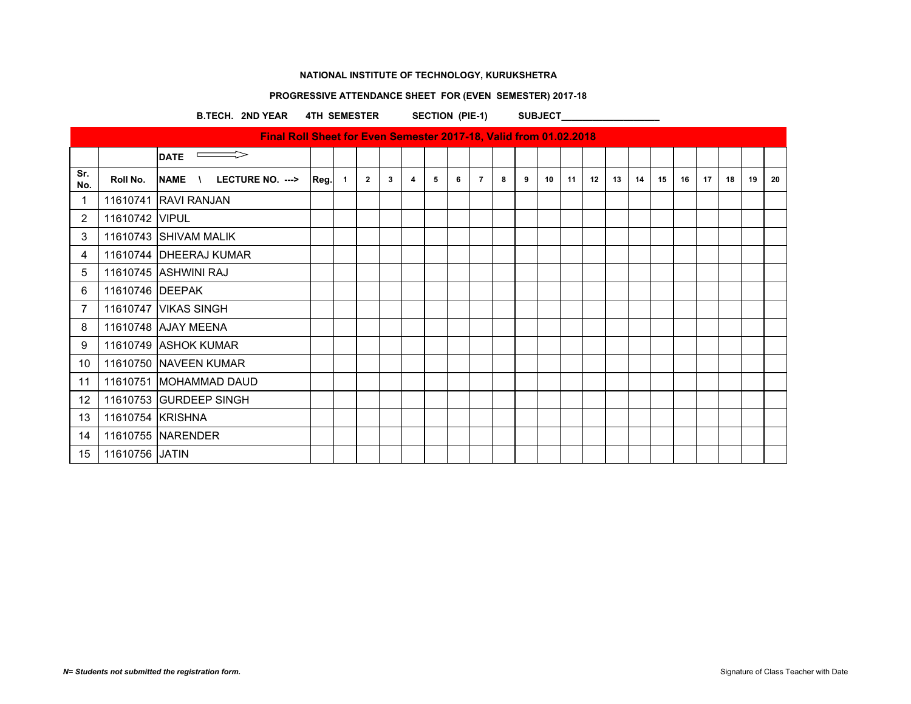**NATIONAL INSTITUTE OF TECHNOLOGY, KURUKSHETRA**

**PROGRESSIVE ATTENDANCE SHEET FOR (EVEN SEMESTER) 2017-18**

**B.TECH. 2ND YEAR 4TH SEMESTER SECTION (PIE-1) SUBJECT___________________**

**Final Roll Sheet for Even Semester 2017-18, Valid from 01.02.2018**

| | | DATE ⟹ | | | | | | | | | | | | | | | | | | | | | |
|---|---|---|---|---|---|---|---|---|---|---|---|---|---|---|---|---|---|---|---|---|---|---|---|
| Sr. No. | Roll No. | NAME \ LECTURE NO. ---> | Reg. | 1 | 2 | 3 | 4 | 5 | 6 | 7 | 8 | 9 | 10 | 11 | 12 | 13 | 14 | 15 | 16 | 17 | 18 | 19 | 20 |
| 1 | 11610741 | RAVI RANJAN | | | | | | | | | | | | | | | | | | | | | |
| 2 | 11610742 | VIPUL | | | | | | | | | | | | | | | | | | | | | |
| 3 | 11610743 | SHIVAM MALIK | | | | | | | | | | | | | | | | | | | | | |
| 4 | 11610744 | DHEERAJ KUMAR | | | | | | | | | | | | | | | | | | | | | |
| 5 | 11610745 | ASHWINI RAJ | | | | | | | | | | | | | | | | | | | | | |
| 6 | 11610746 | DEEPAK | | | | | | | | | | | | | | | | | | | | | |
| 7 | 11610747 | VIKAS SINGH | | | | | | | | | | | | | | | | | | | | | |
| 8 | 11610748 | AJAY MEENA | | | | | | | | | | | | | | | | | | | | | |
| 9 | 11610749 | ASHOK KUMAR | | | | | | | | | | | | | | | | | | | | | |
| 10 | 11610750 | NAVEEN KUMAR | | | | | | | | | | | | | | | | | | | | | |
| 11 | 11610751 | MOHAMMAD DAUD | | | | | | | | | | | | | | | | | | | | | |
| 12 | 11610753 | GURDEEP SINGH | | | | | | | | | | | | | | | | | | | | | |
| 13 | 11610754 | KRISHNA | | | | | | | | | | | | | | | | | | | | | |
| 14 | 11610755 | NARENDER | | | | | | | | | | | | | | | | | | | | | |
| 15 | 11610756 | JATIN | | | | | | | | | | | | | | | | | | | | | |

***N= Students not submitted the registration form.***

Signature of Class Teacher with Date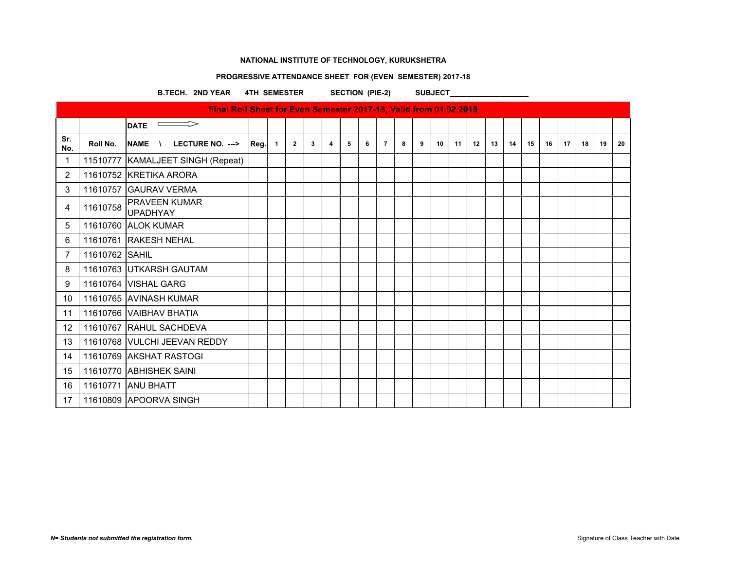**NATIONAL INSTITUTE OF TECHNOLOGY, KURUKSHETRA**

**PROGRESSIVE ATTENDANCE SHEET FOR (EVEN SEMESTER) 2017-18**

**B.TECH. 2ND YEAR    4TH SEMESTER    SECTION (PIE-2)    SUBJECT___________________**

| Final Roll Sheet for Even Semester 2017-18, Valid from 01.02.2018 | | | | | | | | | | | | | | | | | | | | | | | |
|---|---|---|---|---|---|---|---|---|---|---|---|---|---|---|---|---|---|---|---|---|---|---|---|
| | | DATE ⟹ | | | | | | | | | | | | | | | | | | | | | |
| Sr. No. | Roll No. | NAME \ LECTURE NO. ---> | Reg. | 1 | 2 | 3 | 4 | 5 | 6 | 7 | 8 | 9 | 10 | 11 | 12 | 13 | 14 | 15 | 16 | 17 | 18 | 19 | 20 |
| 1 | 11510777 | KAMALJEET SINGH (Repeat) | | | | | | | | | | | | | | | | | | | | | |
| 2 | 11610752 | KRETIKA ARORA | | | | | | | | | | | | | | | | | | | | | |
| 3 | 11610757 | GAURAV VERMA | | | | | | | | | | | | | | | | | | | | | |
| 4 | 11610758 | PRAVEEN KUMAR UPADHYAY | | | | | | | | | | | | | | | | | | | | | |
| 5 | 11610760 | ALOK KUMAR | | | | | | | | | | | | | | | | | | | | | |
| 6 | 11610761 | RAKESH NEHAL | | | | | | | | | | | | | | | | | | | | | |
| 7 | 11610762 | SAHIL | | | | | | | | | | | | | | | | | | | | | |
| 8 | 11610763 | UTKARSH GAUTAM | | | | | | | | | | | | | | | | | | | | | |
| 9 | 11610764 | VISHAL GARG | | | | | | | | | | | | | | | | | | | | | |
| 10 | 11610765 | AVINASH KUMAR | | | | | | | | | | | | | | | | | | | | | |
| 11 | 11610766 | VAIBHAV BHATIA | | | | | | | | | | | | | | | | | | | | | |
| 12 | 11610767 | RAHUL SACHDEVA | | | | | | | | | | | | | | | | | | | | | |
| 13 | 11610768 | VULCHI JEEVAN REDDY | | | | | | | | | | | | | | | | | | | | | |
| 14 | 11610769 | AKSHAT RASTOGI | | | | | | | | | | | | | | | | | | | | | |
| 15 | 11610770 | ABHISHEK SAINI | | | | | | | | | | | | | | | | | | | | | |
| 16 | 11610771 | ANU BHATT | | | | | | | | | | | | | | | | | | | | | |
| 17 | 11610809 | APOORVA SINGH | | | | | | | | | | | | | | | | | | | | | |

***N= Students not submitted the registration form.***

Signature of Class Teacher with Date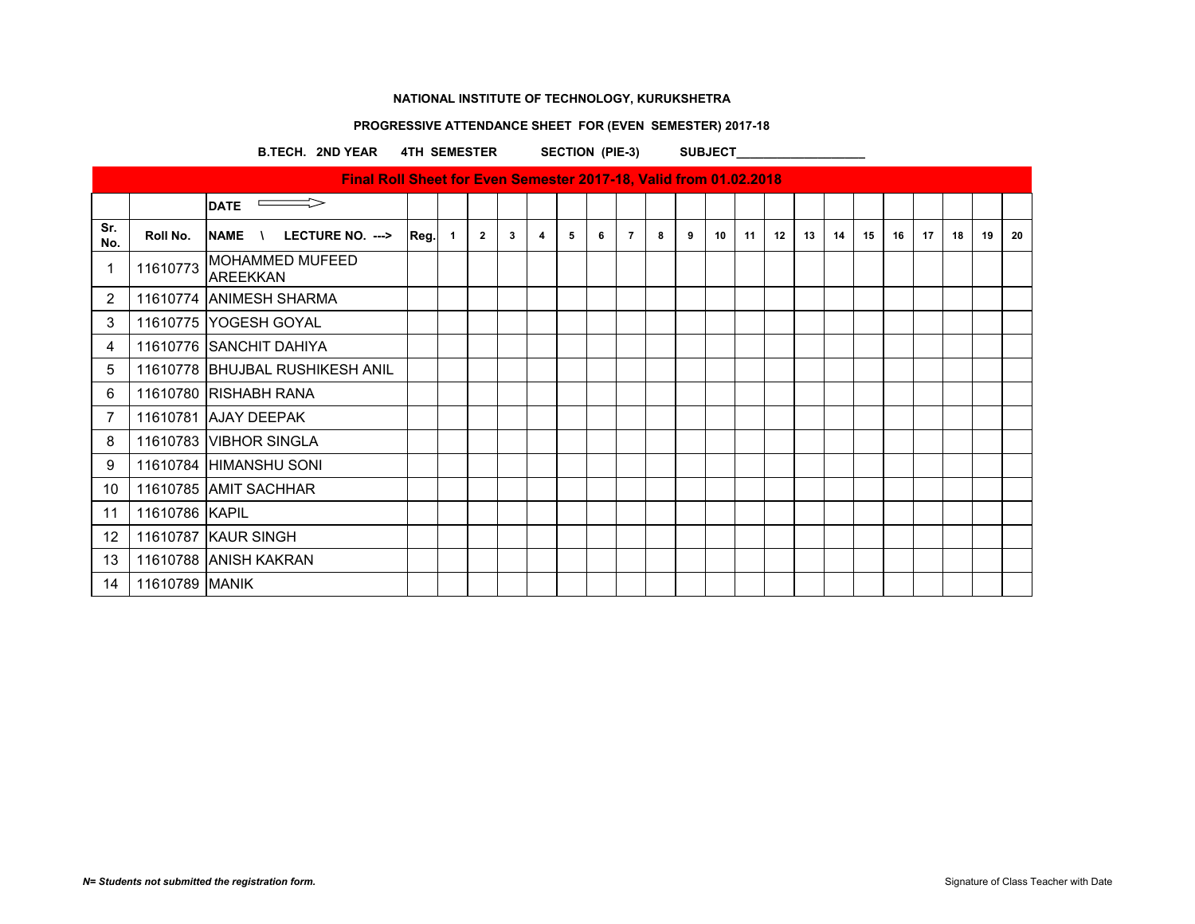**NATIONAL INSTITUTE OF TECHNOLOGY, KURUKSHETRA**

**PROGRESSIVE ATTENDANCE SHEET FOR (EVEN SEMESTER) 2017-18**

**B.TECH. 2ND YEAR 4TH SEMESTER SECTION (PIE-3) SUBJECT___________________**

| Final Roll Sheet for Even Semester 2017-18, Valid from 01.02.2018 | | | | | | | | | | | | | | | | | | | | | | | |
|---|---|---|---|---|---|---|---|---|---|---|---|---|---|---|---|---|---|---|---|---|---|---|---|
| | | DATE ⟹ | | | | | | | | | | | | | | | | | | | | | |
| Sr. No. | Roll No. | NAME \ LECTURE NO. ---> | Reg. | 1 | 2 | 3 | 4 | 5 | 6 | 7 | 8 | 9 | 10 | 11 | 12 | 13 | 14 | 15 | 16 | 17 | 18 | 19 | 20 |
| 1 | 11610773 | MOHAMMED MUFEED AREEKKAN | | | | | | | | | | | | | | | | | | | | | |
| 2 | 11610774 | ANIMESH SHARMA | | | | | | | | | | | | | | | | | | | | | |
| 3 | 11610775 | YOGESH GOYAL | | | | | | | | | | | | | | | | | | | | | |
| 4 | 11610776 | SANCHIT DAHIYA | | | | | | | | | | | | | | | | | | | | | |
| 5 | 11610778 | BHUJBAL RUSHIKESH ANIL | | | | | | | | | | | | | | | | | | | | | |
| 6 | 11610780 | RISHABH RANA | | | | | | | | | | | | | | | | | | | | | |
| 7 | 11610781 | AJAY DEEPAK | | | | | | | | | | | | | | | | | | | | | |
| 8 | 11610783 | VIBHOR SINGLA | | | | | | | | | | | | | | | | | | | | | |
| 9 | 11610784 | HIMANSHU SONI | | | | | | | | | | | | | | | | | | | | | |
| 10 | 11610785 | AMIT SACHHAR | | | | | | | | | | | | | | | | | | | | | |
| 11 | 11610786 | KAPIL | | | | | | | | | | | | | | | | | | | | | |
| 12 | 11610787 | KAUR SINGH | | | | | | | | | | | | | | | | | | | | | |
| 13 | 11610788 | ANISH KAKRAN | | | | | | | | | | | | | | | | | | | | | |
| 14 | 11610789 | MANIK | | | | | | | | | | | | | | | | | | | | | |

***N= Students not submitted the registration form.***

Signature of Class Teacher with Date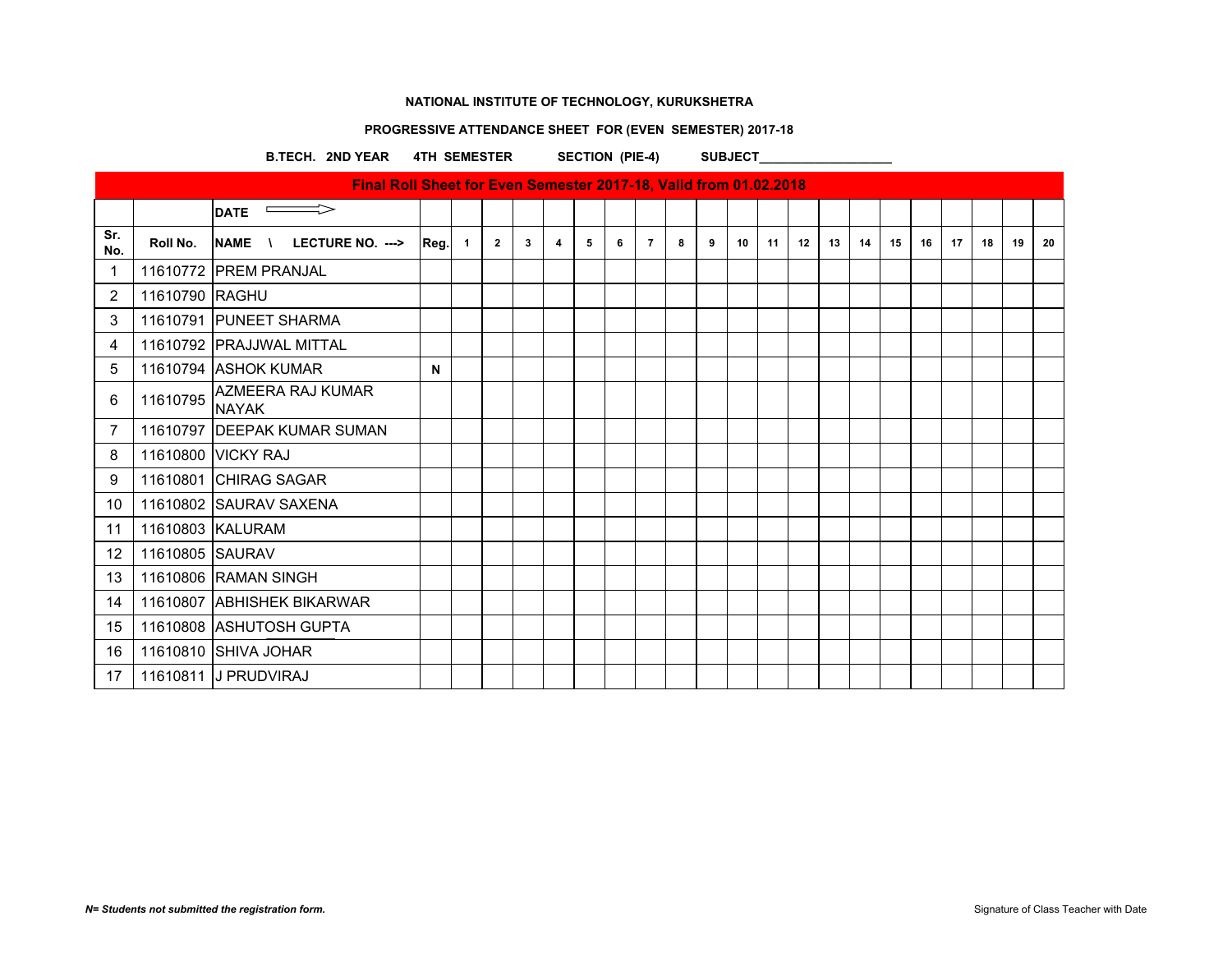**NATIONAL INSTITUTE OF TECHNOLOGY, KURUKSHETRA**

**PROGRESSIVE ATTENDANCE SHEET FOR (EVEN SEMESTER) 2017-18**

**B.TECH. 2ND YEAR 4TH SEMESTER SECTION (PIE-4) SUBJECT\_\_\_\_\_\_\_\_\_\_\_\_\_\_\_\_\_\_\_\_**

| Final Roll Sheet for Even Semester 2017-18, Valid from 01.02.2018 | | | | | | | | | | | | | | | | | | | | | | | |
|---|---|---|---|---|---|---|---|---|---|---|---|---|---|---|---|---|---|---|---|---|---|---|---|
| | | DATE ⟹ | | | | | | | | | | | | | | | | | | | | | |
| Sr. No. | Roll No. | NAME \ LECTURE NO. ---> | Reg. | 1 | 2 | 3 | 4 | 5 | 6 | 7 | 8 | 9 | 10 | 11 | 12 | 13 | 14 | 15 | 16 | 17 | 18 | 19 | 20 |
| 1 | 11610772 | PREM PRANJAL | | | | | | | | | | | | | | | | | | | | | |
| 2 | 11610790 | RAGHU | | | | | | | | | | | | | | | | | | | | | |
| 3 | 11610791 | PUNEET SHARMA | | | | | | | | | | | | | | | | | | | | | |
| 4 | 11610792 | PRAJJWAL MITTAL | | | | | | | | | | | | | | | | | | | | | |
| 5 | 11610794 | ASHOK KUMAR | N | | | | | | | | | | | | | | | | | | | | |
| 6 | 11610795 | AZMEERA RAJ KUMAR NAYAK | | | | | | | | | | | | | | | | | | | | | |
| 7 | 11610797 | DEEPAK KUMAR SUMAN | | | | | | | | | | | | | | | | | | | | | |
| 8 | 11610800 | VICKY RAJ | | | | | | | | | | | | | | | | | | | | | |
| 9 | 11610801 | CHIRAG SAGAR | | | | | | | | | | | | | | | | | | | | | |
| 10 | 11610802 | SAURAV SAXENA | | | | | | | | | | | | | | | | | | | | | |
| 11 | 11610803 | KALURAM | | | | | | | | | | | | | | | | | | | | | |
| 12 | 11610805 | SAURAV | | | | | | | | | | | | | | | | | | | | | |
| 13 | 11610806 | RAMAN SINGH | | | | | | | | | | | | | | | | | | | | | |
| 14 | 11610807 | ABHISHEK BIKARWAR | | | | | | | | | | | | | | | | | | | | | |
| 15 | 11610808 | ASHUTOSH GUPTA | | | | | | | | | | | | | | | | | | | | | |
| 16 | 11610810 | SHIVA JOHAR | | | | | | | | | | | | | | | | | | | | | |
| 17 | 11610811 | J PRUDVIRAJ | | | | | | | | | | | | | | | | | | | | | |

***N= Students not submitted the registration form.***

Signature of Class Teacher with Date